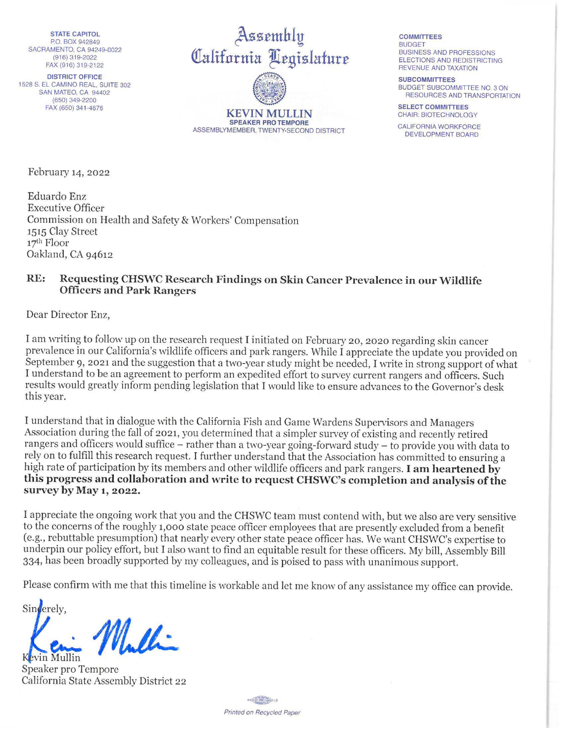STATE CAPITOL
P.O. BOX 942849
SACRAMENTO, CA 94249-0022
(916) 319-2022
FAX (916) 319-2122

DISTRICT OFFICE
1528 S. EL CAMINO REAL, SUITE 302
SAN MATEO, CA 94402
(650) 349-2200
FAX (650) 341-4676

# Assembly California Legislature

**KEVIN MULLIN**
**SPEAKER PRO TEMPORE**
ASSEMBLYMEMBER, TWENTY-SECOND DISTRICT

**COMMITTEES**
BUDGET
BUSINESS AND PROFESSIONS
ELECTIONS AND REDISTRICTING
REVENUE AND TAXATION

**SUBCOMMITTEES**
BUDGET SUBCOMMITTEE NO. 3 ON RESOURCES AND TRANSPORTATION

**SELECT COMMITTEES**
CHAIR: BIOTECHNOLOGY

CALIFORNIA WORKFORCE DEVELOPMENT BOARD

February 14, 2022

Eduardo Enz
Executive Officer
Commission on Health and Safety & Workers' Compensation
1515 Clay Street
17th Floor
Oakland, CA 94612

**RE: Requesting CHSWC Research Findings on Skin Cancer Prevalence in our Wildlife Officers and Park Rangers**

Dear Director Enz,

I am writing to follow up on the research request I initiated on February 20, 2020 regarding skin cancer prevalence in our California's wildlife officers and park rangers. While I appreciate the update you provided on September 9, 2021 and the suggestion that a two-year study might be needed, I write in strong support of what I understand to be an agreement to perform an expedited effort to survey current rangers and officers. Such results would greatly inform pending legislation that I would like to ensure advances to the Governor's desk this year.

I understand that in dialogue with the California Fish and Game Wardens Supervisors and Managers Association during the fall of 2021, you determined that a simpler survey of existing and recently retired rangers and officers would suffice – rather than a two-year going-forward study – to provide you with data to rely on to fulfill this research request. I further understand that the Association has committed to ensuring a high rate of participation by its members and other wildlife officers and park rangers. **I am heartened by this progress and collaboration and write to request CHSWC's completion and analysis of the survey by May 1, 2022.**

I appreciate the ongoing work that you and the CHSWC team must contend with, but we also are very sensitive to the concerns of the roughly 1,000 state peace officer employees that are presently excluded from a benefit (e.g., rebuttable presumption) that nearly every other state peace officer has. We want CHSWC's expertise to underpin our policy effort, but I also want to find an equitable result for these officers. My bill, Assembly Bill 334, has been broadly supported by my colleagues, and is poised to pass with unanimous support.

Please confirm with me that this timeline is workable and let me know of any assistance my office can provide.

Sincerely,

Kevin Mullin
Speaker pro Tempore
California State Assembly District 22

*Printed on Recycled Paper*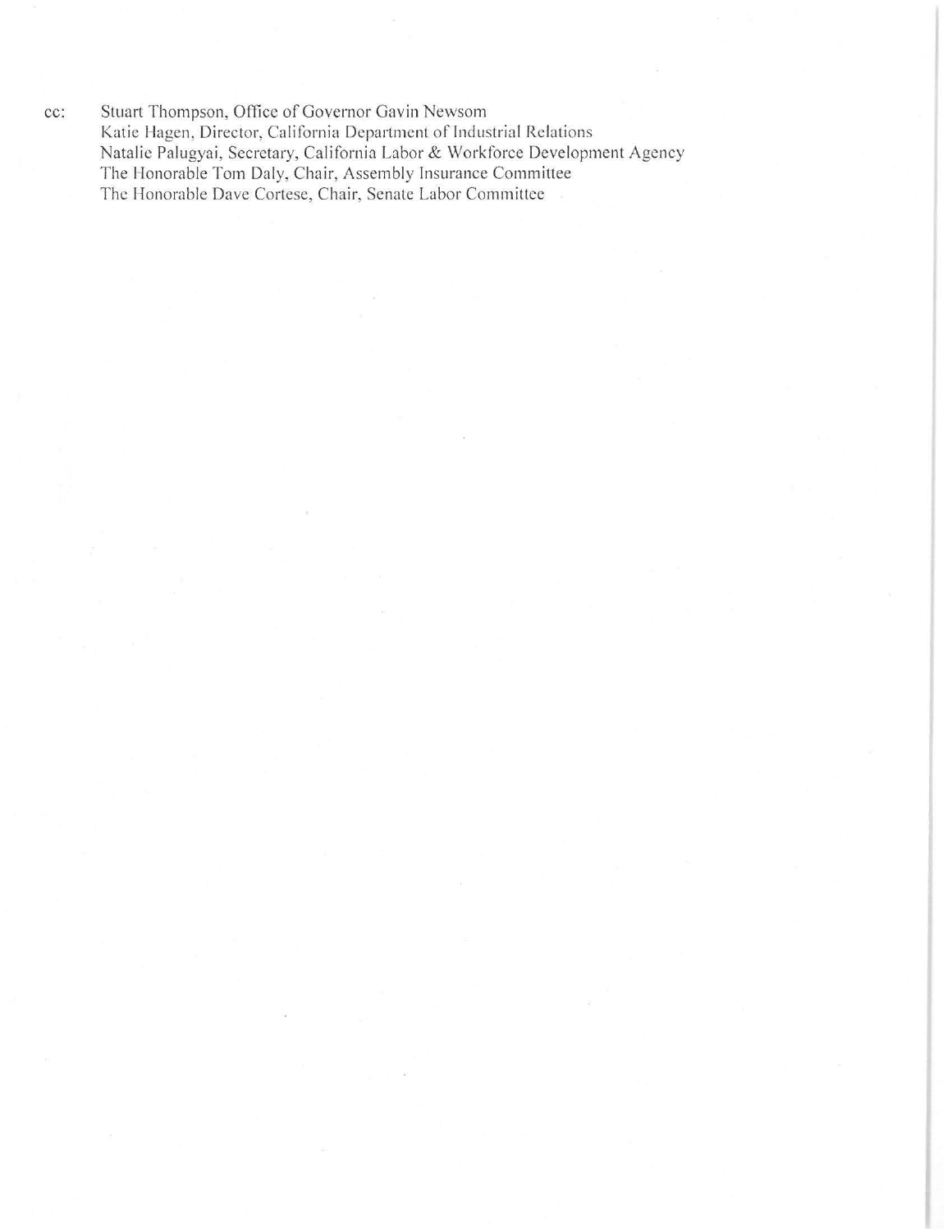cc: Stuart Thompson, Office of Governor Gavin Newsom
Katie Hagen, Director, California Department of Industrial Relations
Natalie Palugyai, Secretary, California Labor & Workforce Development Agency
The Honorable Tom Daly, Chair, Assembly Insurance Committee
The Honorable Dave Cortese, Chair, Senate Labor Committee